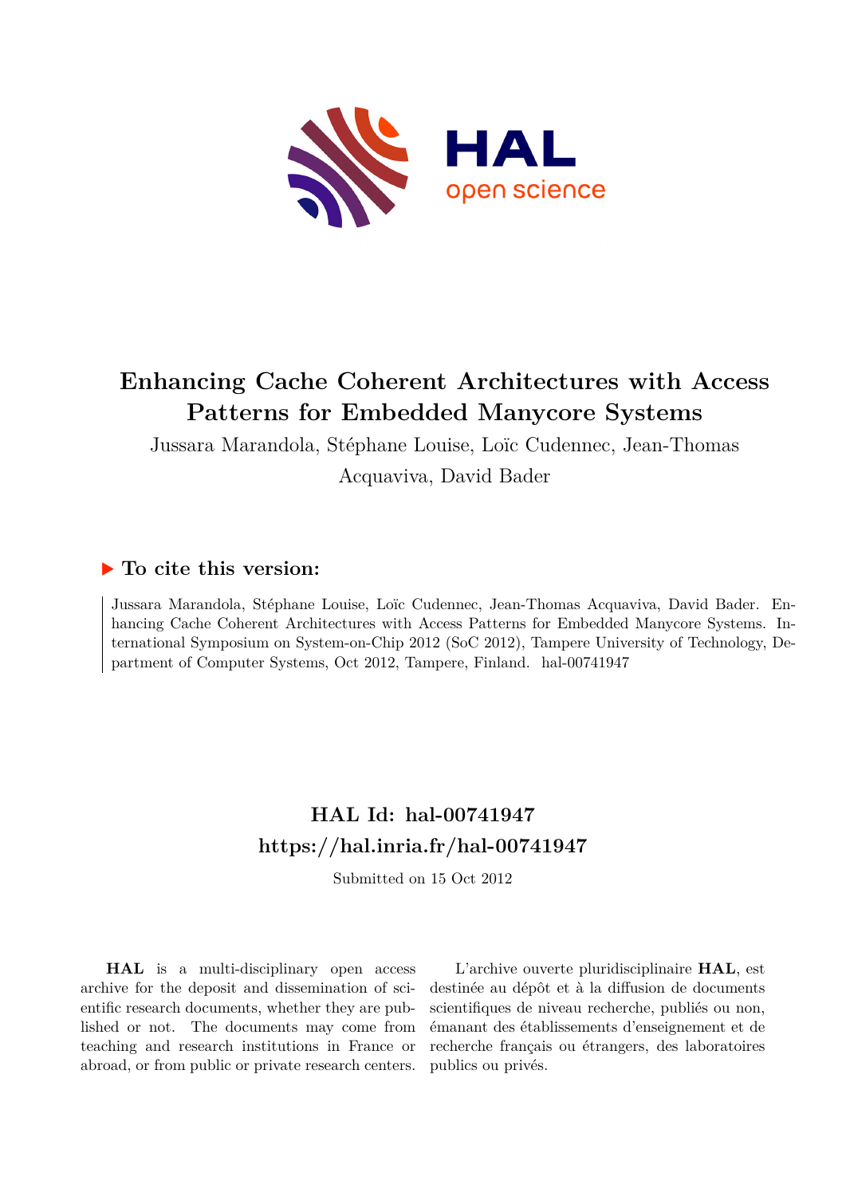# Enhancing Cache Coherent Architectures with Access Patterns for Embedded Manycore Systems

Jussara Marandola, Stéphane Louise, Loïc Cudennec, Jean-Thomas Acquaviva, David Bader

## ▶ To cite this version:

Jussara Marandola, Stéphane Louise, Loïc Cudennec, Jean-Thomas Acquaviva, David Bader. Enhancing Cache Coherent Architectures with Access Patterns for Embedded Manycore Systems. International Symposium on System-on-Chip 2012 (SoC 2012), Tampere University of Technology, Department of Computer Systems, Oct 2012, Tampere, Finland. hal-00741947

## HAL Id: hal-00741947
## https://hal.inria.fr/hal-00741947

Submitted on 15 Oct 2012

**HAL** is a multi-disciplinary open access archive for the deposit and dissemination of scientific research documents, whether they are published or not. The documents may come from teaching and research institutions in France or abroad, or from public or private research centers.

L'archive ouverte pluridisciplinaire **HAL**, est destinée au dépôt et à la diffusion de documents scientifiques de niveau recherche, publiés ou non, émanant des établissements d'enseignement et de recherche français ou étrangers, des laboratoires publics ou privés.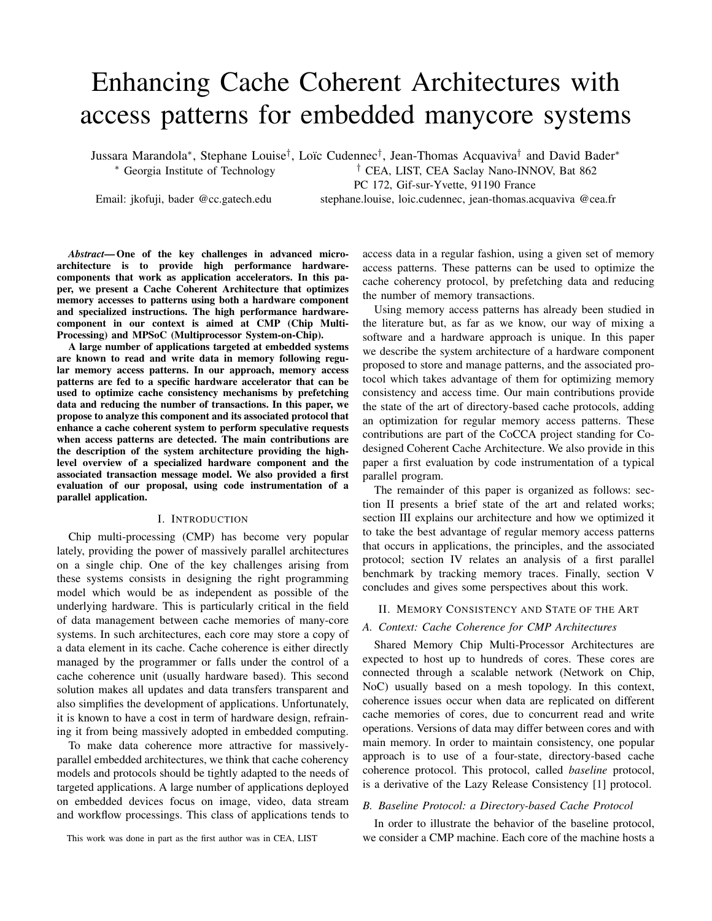# Enhancing Cache Coherent Architectures with access patterns for embedded manycore systems

Jussara Marandola*, Stephane Louise†, Loïc Cudennec†, Jean-Thomas Acquaviva† and David Bader*

* Georgia Institute of Technology

† CEA, LIST, CEA Saclay Nano-INNOV, Bat 862 PC 172, Gif-sur-Yvette, 91190 France

Email: jkofuji, bader @cc.gatech.edu

stephane.louise, loic.cudennec, jean-thomas.acquaviva @cea.fr

***Abstract*— One of the key challenges in advanced micro-architecture is to provide high performance hardware-components that work as application accelerators. In this paper, we present a Cache Coherent Architecture that optimizes memory accesses to patterns using both a hardware component and specialized instructions. The high performance hardware-component in our context is aimed at CMP (Chip Multi-Processing) and MPSoC (Multiprocessor System-on-Chip).**

**A large number of applications targeted at embedded systems are known to read and write data in memory following regular memory access patterns. In our approach, memory access patterns are fed to a specific hardware accelerator that can be used to optimize cache consistency mechanisms by prefetching data and reducing the number of transactions. In this paper, we propose to analyze this component and its associated protocol that enhance a cache coherent system to perform speculative requests when access patterns are detected. The main contributions are the description of the system architecture providing the high-level overview of a specialized hardware component and the associated transaction message model. We also provided a first evaluation of our proposal, using code instrumentation of a parallel application.**

## I. Introduction

Chip multi-processing (CMP) has become very popular lately, providing the power of massively parallel architectures on a single chip. One of the key challenges arising from these systems consists in designing the right programming model which would be as independent as possible of the underlying hardware. This is particularly critical in the field of data management between cache memories of many-core systems. In such architectures, each core may store a copy of a data element in its cache. Cache coherence is either directly managed by the programmer or falls under the control of a cache coherence unit (usually hardware based). This second solution makes all updates and data transfers transparent and also simplifies the development of applications. Unfortunately, it is known to have a cost in term of hardware design, refraining it from being massively adopted in embedded computing.

To make data coherence more attractive for massively-parallel embedded architectures, we think that cache coherency models and protocols should be tightly adapted to the needs of targeted applications. A large number of applications deployed on embedded devices focus on image, video, data stream and workflow processings. This class of applications tends to access data in a regular fashion, using a given set of memory access patterns. These patterns can be used to optimize the cache coherency protocol, by prefetching data and reducing the number of memory transactions.

Using memory access patterns has already been studied in the literature but, as far as we know, our way of mixing a software and a hardware approach is unique. In this paper we describe the system architecture of a hardware component proposed to store and manage patterns, and the associated protocol which takes advantage of them for optimizing memory consistency and access time. Our main contributions provide the state of the art of directory-based cache protocols, adding an optimization for regular memory access patterns. These contributions are part of the CoCCA project standing for Co-designed Coherent Cache Architecture. We also provide in this paper a first evaluation by code instrumentation of a typical parallel program.

The remainder of this paper is organized as follows: section II presents a brief state of the art and related works; section III explains our architecture and how we optimized it to take the best advantage of regular memory access patterns that occurs in applications, the principles, and the associated protocol; section IV relates an analysis of a first parallel benchmark by tracking memory traces. Finally, section V concludes and gives some perspectives about this work.

## II. Memory Consistency and State of the Art

### A. Context: Cache Coherence for CMP Architectures

Shared Memory Chip Multi-Processor Architectures are expected to host up to hundreds of cores. These cores are connected through a scalable network (Network on Chip, NoC) usually based on a mesh topology. In this context, coherence issues occur when data are replicated on different cache memories of cores, due to concurrent read and write operations. Versions of data may differ between cores and with main memory. In order to maintain consistency, one popular approach is to use of a four-state, directory-based cache coherence protocol. This protocol, called *baseline* protocol, is a derivative of the Lazy Release Consistency [1] protocol.

### B. Baseline Protocol: a Directory-based Cache Protocol

In order to illustrate the behavior of the baseline protocol, we consider a CMP machine. Each core of the machine hosts a

This work was done in part as the first author was in CEA, LIST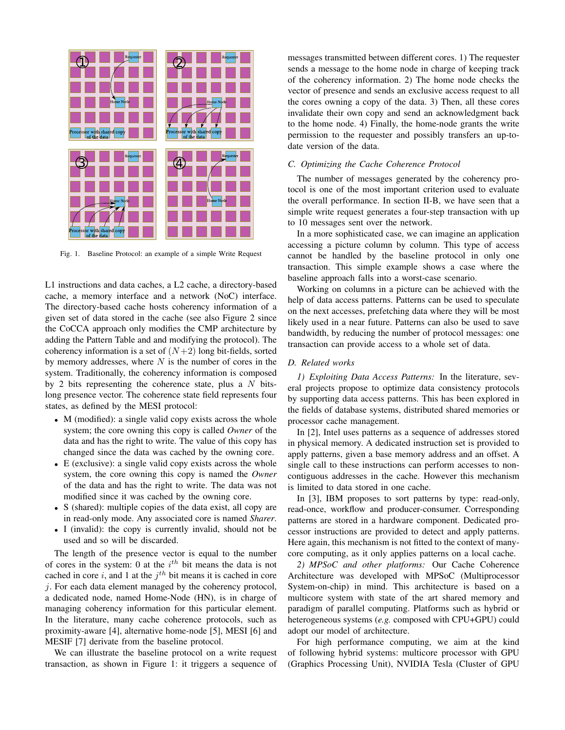Fig. 1. Baseline Protocol: an example of a simple Write Request

L1 instructions and data caches, a L2 cache, a directory-based cache, a memory interface and a network (NoC) interface. The directory-based cache hosts coherency information of a given set of data stored in the cache (see also Figure 2 since the CoCCA approach only modifies the CMP architecture by adding the Pattern Table and and modifying the protocol). The coherency information is a set of $(N+2)$ long bit-fields, sorted by memory addresses, where $N$ is the number of cores in the system. Traditionally, the coherency information is composed by 2 bits representing the coherence state, plus a $N$ bits-long presence vector. The coherence state field represents four states, as defined by the MESI protocol:

- M (modified): a single valid copy exists across the whole system; the core owning this copy is called *Owner* of the data and has the right to write. The value of this copy has changed since the data was cached by the owning core.
- E (exclusive): a single valid copy exists across the whole system, the core owning this copy is named the *Owner* of the data and has the right to write. The data was not modified since it was cached by the owning core.
- S (shared): multiple copies of the data exist, all copy are in read-only mode. Any associated core is named *Sharer*.
- I (invalid): the copy is currently invalid, should not be used and so will be discarded.

The length of the presence vector is equal to the number of cores in the system: 0 at the $i^{th}$ bit means the data is not cached in core $i$, and 1 at the $j^{th}$ bit means it is cached in core $j$. For each data element managed by the coherency protocol, a dedicated node, named Home-Node (HN), is in charge of managing coherency information for this particular element. In the literature, many cache coherence protocols, such as proximity-aware [4], alternative home-node [5], MESI [6] and MESIF [7] derivate from the baseline protocol.

We can illustrate the baseline protocol on a write request transaction, as shown in Figure 1: it triggers a sequence of messages transmitted between different cores. 1) The requester sends a message to the home node in charge of keeping track of the coherency information. 2) The home node checks the vector of presence and sends an exclusive access request to all the cores owning a copy of the data. 3) Then, all these cores invalidate their own copy and send an acknowledgment back to the home node. 4) Finally, the home-node grants the write permission to the requester and possibly transfers an up-to-date version of the data.

### C. Optimizing the Cache Coherence Protocol

The number of messages generated by the coherency protocol is one of the most important criterion used to evaluate the overall performance. In section II-B, we have seen that a simple write request generates a four-step transaction with up to 10 messages sent over the network.

In a more sophisticated case, we can imagine an application accessing a picture column by column. This type of access cannot be handled by the baseline protocol in only one transaction. This simple example shows a case where the baseline approach falls into a worst-case scenario.

Working on columns in a picture can be achieved with the help of data access patterns. Patterns can be used to speculate on the next accesses, prefetching data where they will be most likely used in a near future. Patterns can also be used to save bandwidth, by reducing the number of protocol messages: one transaction can provide access to a whole set of data.

### D. Related works

*1) Exploiting Data Access Patterns:* In the literature, several projects propose to optimize data consistency protocols by supporting data access patterns. This has been explored in the fields of database systems, distributed shared memories or processor cache management.

In [2], Intel uses patterns as a sequence of addresses stored in physical memory. A dedicated instruction set is provided to apply patterns, given a base memory address and an offset. A single call to these instructions can perform accesses to non-contiguous addresses in the cache. However this mechanism is limited to data stored in one cache.

In [3], IBM proposes to sort patterns by type: read-only, read-once, workflow and producer-consumer. Corresponding patterns are stored in a hardware component. Dedicated processor instructions are provided to detect and apply patterns. Here again, this mechanism is not fitted to the context of many-core computing, as it only applies patterns on a local cache.

*2) MPSoC and other platforms:* Our Cache Coherence Architecture was developed with MPSoC (Multiprocessor System-on-chip) in mind. This architecture is based on a multicore system with state of the art shared memory and paradigm of parallel computing. Platforms such as hybrid or heterogeneous systems (*e.g.* composed with CPU+GPU) could adopt our model of architecture.

For high performance computing, we aim at the kind of following hybrid systems: multicore processor with GPU (Graphics Processing Unit), NVIDIA Tesla (Cluster of GPU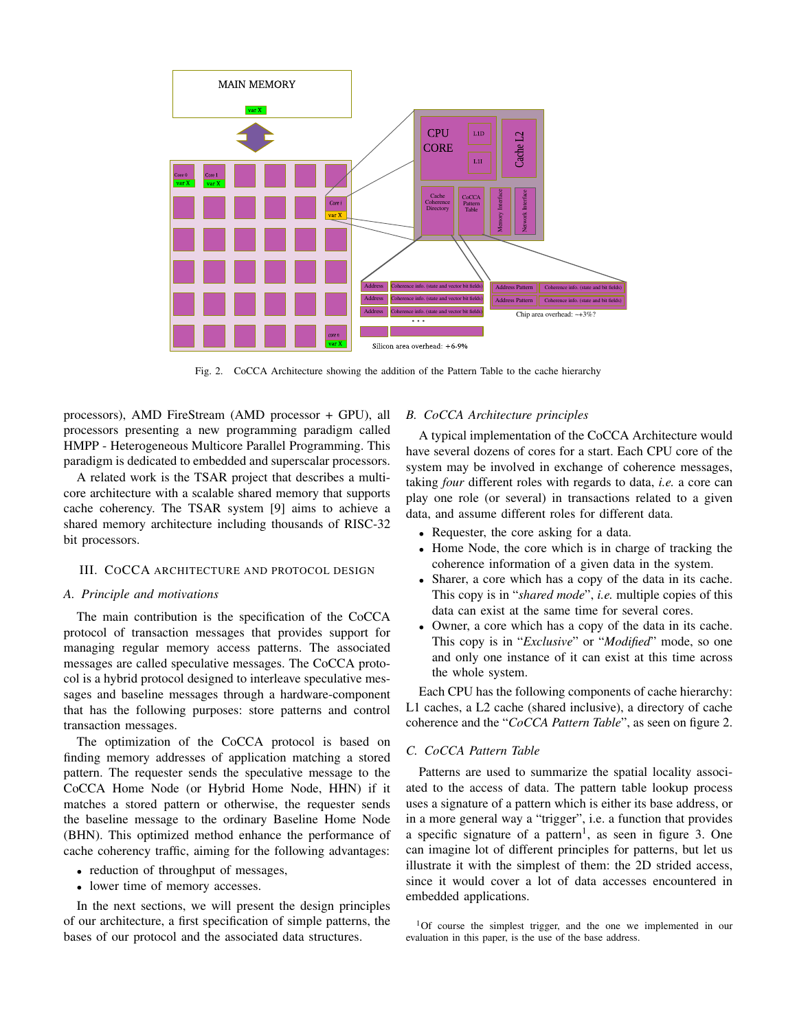Fig. 2. CoCCA Architecture showing the addition of the Pattern Table to the cache hierarchy

processors), AMD FireStream (AMD processor + GPU), all processors presenting a new programming paradigm called HMPP - Heterogeneous Multicore Parallel Programming. This paradigm is dedicated to embedded and superscalar processors.

A related work is the TSAR project that describes a multi-core architecture with a scalable shared memory that supports cache coherency. The TSAR system [9] aims to achieve a shared memory architecture including thousands of RISC-32 bit processors.

## III. CoCCA architecture and protocol design

### A. Principle and motivations

The main contribution is the specification of the CoCCA protocol of transaction messages that provides support for managing regular memory access patterns. The associated messages are called speculative messages. The CoCCA protocol is a hybrid protocol designed to interleave speculative messages and baseline messages through a hardware-component that has the following purposes: store patterns and control transaction messages.

The optimization of the CoCCA protocol is based on finding memory addresses of application matching a stored pattern. The requester sends the speculative message to the CoCCA Home Node (or Hybrid Home Node, HHN) if it matches a stored pattern or otherwise, the requester sends the baseline message to the ordinary Baseline Home Node (BHN). This optimized method enhance the performance of cache coherency traffic, aiming for the following advantages:

- reduction of throughput of messages,
- lower time of memory accesses.

In the next sections, we will present the design principles of our architecture, a first specification of simple patterns, the bases of our protocol and the associated data structures.

### B. CoCCA Architecture principles

A typical implementation of the CoCCA Architecture would have several dozens of cores for a start. Each CPU core of the system may be involved in exchange of coherence messages, taking *four* different roles with regards to data, *i.e.* a core can play one role (or several) in transactions related to a given data, and assume different roles for different data.

- Requester, the core asking for a data.
- Home Node, the core which is in charge of tracking the coherence information of a given data in the system.
- Sharer, a core which has a copy of the data in its cache. This copy is in "*shared mode*", *i.e.* multiple copies of this data can exist at the same time for several cores.
- Owner, a core which has a copy of the data in its cache. This copy is in "*Exclusive*" or "*Modified*" mode, so one and only one instance of it can exist at this time across the whole system.

Each CPU has the following components of cache hierarchy: L1 caches, a L2 cache (shared inclusive), a directory of cache coherence and the "*CoCCA Pattern Table*", as seen on figure 2.

### C. CoCCA Pattern Table

Patterns are used to summarize the spatial locality associated to the access of data. The pattern table lookup process uses a signature of a pattern which is either its base address, or in a more general way a "trigger", i.e. a function that provides a specific signature of a pattern[1], as seen in figure 3. One can imagine lot of different principles for patterns, but let us illustrate it with the simplest of them: the 2D strided access, since it would cover a lot of data accesses encountered in embedded applications.

[1] Of course the simplest trigger, and the one we implemented in our evaluation in this paper, is the use of the base address.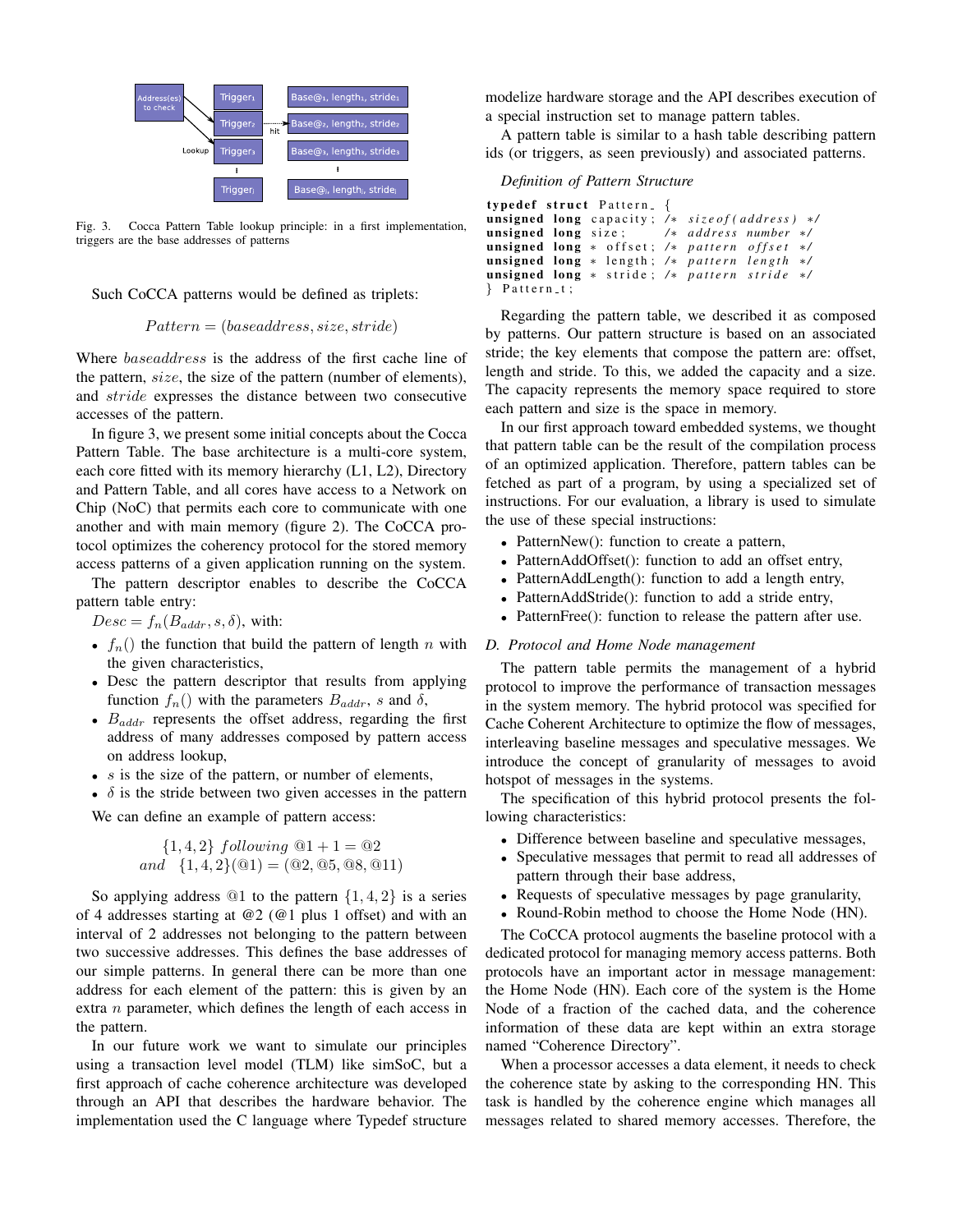Fig. 3. Cocca Pattern Table lookup principle: in a first implementation, triggers are the base addresses of patterns

Such CoCCA patterns would be defined as triplets:

$$Pattern = (baseaddress, size, stride)$$

Where $baseaddress$ is the address of the first cache line of the pattern, $size$, the size of the pattern (number of elements), and $stride$ expresses the distance between two consecutive accesses of the pattern.

In figure 3, we present some initial concepts about the Cocca Pattern Table. The base architecture is a multi-core system, each core fitted with its memory hierarchy (L1, L2), Directory and Pattern Table, and all cores have access to a Network on Chip (NoC) that permits each core to communicate with one another and with main memory (figure 2). The CoCCA protocol optimizes the coherency protocol for the stored memory access patterns of a given application running on the system.

The pattern descriptor enables to describe the CoCCA pattern table entry:

$Desc = f_n(B_{addr}, s, \delta)$, with:

- $f_n()$ the function that build the pattern of length $n$ with the given characteristics,
- Desc the pattern descriptor that results from applying function $f_n()$ with the parameters $B_{addr}$, $s$ and $\delta$,
- $B_{addr}$ represents the offset address, regarding the first address of many addresses composed by pattern access on address lookup,
- $s$ is the size of the pattern, or number of elements,
- $\delta$ is the stride between two given accesses in the pattern

We can define an example of pattern access:

$$\{1, 4, 2\}\ following\ @1 + 1 = @2$$
$$and\quad \{1, 4, 2\}(@1) = (@2, @5, @8, @11)$$

So applying address @1 to the pattern $\{1, 4, 2\}$ is a series of 4 addresses starting at @2 (@1 plus 1 offset) and with an interval of 2 addresses not belonging to the pattern between two successive addresses. This defines the base addresses of our simple patterns. In general there can be more than one address for each element of the pattern: this is given by an extra $n$ parameter, which defines the length of each access in the pattern.

In our future work we want to simulate our principles using a transaction level model (TLM) like simSoC, but a first approach of cache coherence architecture was developed through an API that describes the hardware behavior. The implementation used the C language where Typedef structure modelize hardware storage and the API describes execution of a special instruction set to manage pattern tables.

A pattern table is similar to a hash table describing pattern ids (or triggers, as seen previously) and associated patterns.

*Definition of Pattern Structure*

```
typedef struct Pattern_ {
unsigned long capacity; /* sizeof(address) */
unsigned long size;     /* address number */
unsigned long * offset; /* pattern offset */
unsigned long * length; /* pattern length */
unsigned long * stride; /* pattern stride */
} Pattern_t;
```

Regarding the pattern table, we described it as composed by patterns. Our pattern structure is based on an associated stride; the key elements that compose the pattern are: offset, length and stride. To this, we added the capacity and a size. The capacity represents the memory space required to store each pattern and size is the space in memory.

In our first approach toward embedded systems, we thought that pattern table can be the result of the compilation process of an optimized application. Therefore, pattern tables can be fetched as part of a program, by using a specialized set of instructions. For our evaluation, a library is used to simulate the use of these special instructions:

- PatternNew(): function to create a pattern,
- PatternAddOffset(): function to add an offset entry,
- PatternAddLength(): function to add a length entry,
- PatternAddStride(): function to add a stride entry,
- PatternFree(): function to release the pattern after use.

### D. Protocol and Home Node management

The pattern table permits the management of a hybrid protocol to improve the performance of transaction messages in the system memory. The hybrid protocol was specified for Cache Coherent Architecture to optimize the flow of messages, interleaving baseline messages and speculative messages. We introduce the concept of granularity of messages to avoid hotspot of messages in the systems.

The specification of this hybrid protocol presents the following characteristics:

- Difference between baseline and speculative messages,
- Speculative messages that permit to read all addresses of pattern through their base address,
- Requests of speculative messages by page granularity,
- Round-Robin method to choose the Home Node (HN).

The CoCCA protocol augments the baseline protocol with a dedicated protocol for managing memory access patterns. Both protocols have an important actor in message management: the Home Node (HN). Each core of the system is the Home Node of a fraction of the cached data, and the coherence information of these data are kept within an extra storage named "Coherence Directory".

When a processor accesses a data element, it needs to check the coherence state by asking to the corresponding HN. This task is handled by the coherence engine which manages all messages related to shared memory accesses. Therefore, the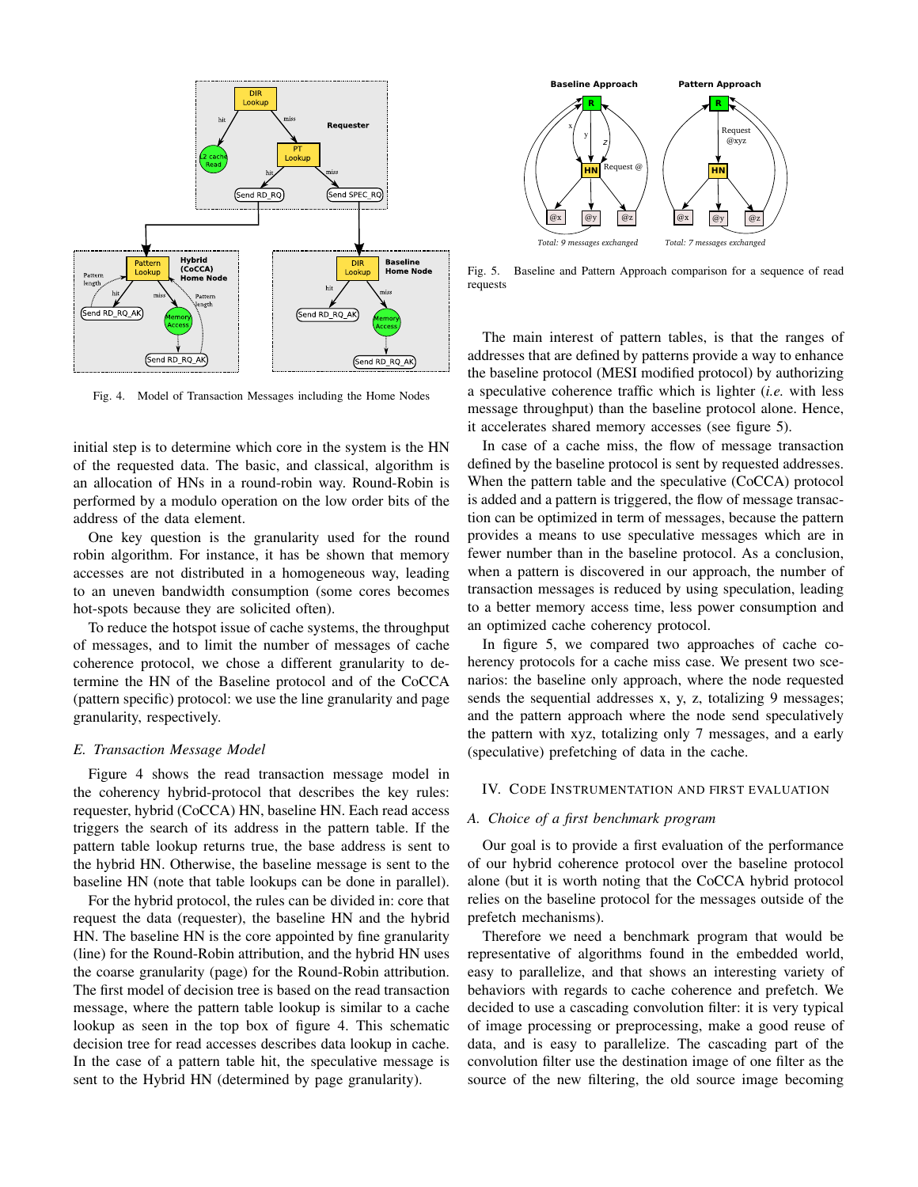Fig. 4. Model of Transaction Messages including the Home Nodes

initial step is to determine which core in the system is the HN of the requested data. The basic, and classical, algorithm is an allocation of HNs in a round-robin way. Round-Robin is performed by a modulo operation on the low order bits of the address of the data element.

One key question is the granularity used for the round robin algorithm. For instance, it has be shown that memory accesses are not distributed in a homogeneous way, leading to an uneven bandwidth consumption (some cores becomes hot-spots because they are solicited often).

To reduce the hotspot issue of cache systems, the throughput of messages, and to limit the number of messages of cache coherence protocol, we chose a different granularity to determine the HN of the Baseline protocol and of the CoCCA (pattern specific) protocol: we use the line granularity and page granularity, respectively.

### *E. Transaction Message Model*

Figure 4 shows the read transaction message model in the coherency hybrid-protocol that describes the key rules: requester, hybrid (CoCCA) HN, baseline HN. Each read access triggers the search of its address in the pattern table. If the pattern table lookup returns true, the base address is sent to the hybrid HN. Otherwise, the baseline message is sent to the baseline HN (note that table lookups can be done in parallel).

For the hybrid protocol, the rules can be divided in: core that request the data (requester), the baseline HN and the hybrid HN. The baseline HN is the core appointed by fine granularity (line) for the Round-Robin attribution, and the hybrid HN uses the coarse granularity (page) for the Round-Robin attribution. The first model of decision tree is based on the read transaction message, where the pattern table lookup is similar to a cache lookup as seen in the top box of figure 4. This schematic decision tree for read accesses describes data lookup in cache. In the case of a pattern table hit, the speculative message is sent to the Hybrid HN (determined by page granularity).

Fig. 5. Baseline and Pattern Approach comparison for a sequence of read requests

The main interest of pattern tables, is that the ranges of addresses that are defined by patterns provide a way to enhance the baseline protocol (MESI modified protocol) by authorizing a speculative coherence traffic which is lighter (*i.e.* with less message throughput) than the baseline protocol alone. Hence, it accelerates shared memory accesses (see figure 5).

In case of a cache miss, the flow of message transaction defined by the baseline protocol is sent by requested addresses. When the pattern table and the speculative (CoCCA) protocol is added and a pattern is triggered, the flow of message transaction can be optimized in term of messages, because the pattern provides a means to use speculative messages which are in fewer number than in the baseline protocol. As a conclusion, when a pattern is discovered in our approach, the number of transaction messages is reduced by using speculation, leading to a better memory access time, less power consumption and an optimized cache coherency protocol.

In figure 5, we compared two approaches of cache coherency protocols for a cache miss case. We present two scenarios: the baseline only approach, where the node requested sends the sequential addresses x, y, z, totalizing 9 messages; and the pattern approach where the node send speculatively the pattern with xyz, totalizing only 7 messages, and a early (speculative) prefetching of data in the cache.

## IV. Code Instrumentation and First Evaluation

### *A. Choice of a first benchmark program*

Our goal is to provide a first evaluation of the performance of our hybrid coherence protocol over the baseline protocol alone (but it is worth noting that the CoCCA hybrid protocol relies on the baseline protocol for the messages outside of the prefetch mechanisms).

Therefore we need a benchmark program that would be representative of algorithms found in the embedded world, easy to parallelize, and that shows an interesting variety of behaviors with regards to cache coherence and prefetch. We decided to use a cascading convolution filter: it is very typical of image processing or preprocessing, make a good reuse of data, and is easy to parallelize. The cascading part of the convolution filter use the destination image of one filter as the source of the new filtering, the old source image becoming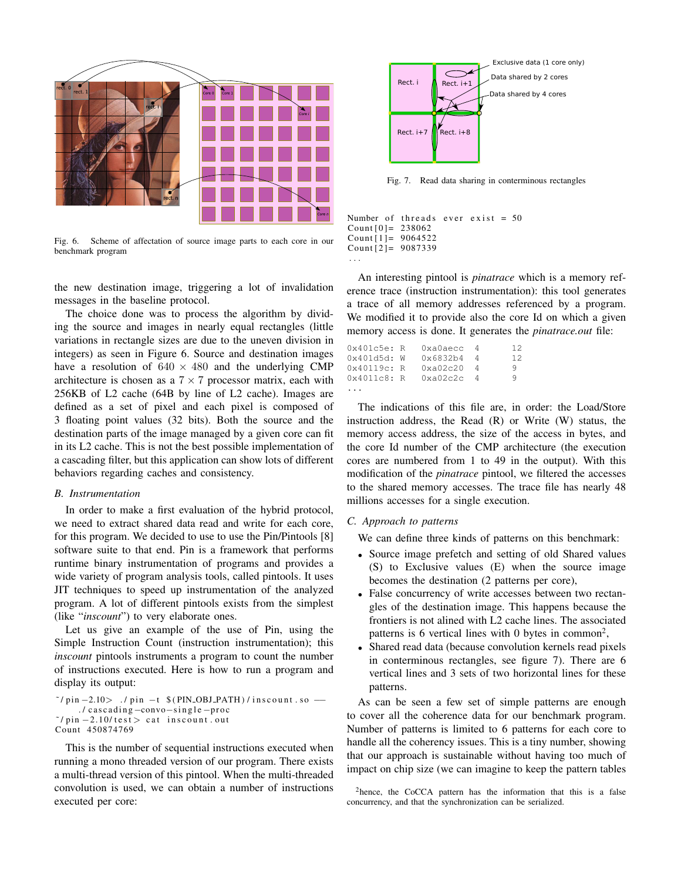Fig. 6. Scheme of affectation of source image parts to each core in our benchmark program

the new destination image, triggering a lot of invalidation messages in the baseline protocol.

The choice done was to process the algorithm by dividing the source and images in nearly equal rectangles (little variations in rectangle sizes are due to the uneven division in integers) as seen in Figure 6. Source and destination images have a resolution of $640 \times 480$ and the underlying CMP architecture is chosen as a $7 \times 7$ processor matrix, each with 256KB of L2 cache (64B by line of L2 cache). Images are defined as a set of pixel and each pixel is composed of 3 floating point values (32 bits). Both the source and the destination parts of the image managed by a given core can fit in its L2 cache. This is not the best possible implementation of a cascading filter, but this application can show lots of different behaviors regarding caches and consistency.

### B. Instrumentation

In order to make a first evaluation of the hybrid protocol, we need to extract shared data read and write for each core, for this program. We decided to use to use the Pin/Pintools [8] software suite to that end. Pin is a framework that performs runtime binary instrumentation of programs and provides a wide variety of program analysis tools, called pintools. It uses JIT techniques to speed up instrumentation of the analyzed program. A lot of different pintools exists from the simplest (like "*inscount*") to very elaborate ones.

Let us give an example of the use of Pin, using the Simple Instruction Count (instruction instrumentation); this *inscount* pintools instruments a program to count the number of instructions executed. Here is how to run a program and display its output:

```
~/pin-2.10> ./pin -t $(PIN_OBJ_PATH)/inscount.so --
    ./cascading-convo-single-proc
~/pin-2.10/test> cat inscount.out
Count 450874769
```

This is the number of sequential instructions executed when running a mono threaded version of our program. There exists a multi-thread version of this pintool. When the multi-threaded convolution is used, we can obtain a number of instructions executed per core:

```
Number of threads ever exist = 50
Count[0]= 238062
Count[1]= 9064522
Count[2]= 9087339
...
```

An interesting pintool is *pinatrace* which is a memory reference trace (instruction instrumentation): this tool generates a trace of all memory addresses referenced by a program. We modified it to provide also the core Id on which a given memory access is done. It generates the *pinatrace.out* file:

```
0x401c5e: R    0xa0aecc   4      12
0x401d5d: W    0x6832b4   4      12
0x40119c: R    0xa02c20   4      9
0x4011c8: R    0xa02c2c   4      9
...
```

The indications of this file are, in order: the Load/Store instruction address, the Read (R) or Write (W) status, the memory access address, the size of the access in bytes, and the core Id number of the CMP architecture (the execution cores are numbered from 1 to 49 in the output). With this modification of the *pinatrace* pintool, we filtered the accesses to the shared memory accesses. The trace file has nearly 48 millions accesses for a single execution.

Fig. 7. Read data sharing in conterminous rectangles

### C. Approach to patterns

We can define three kinds of patterns on this benchmark:

- Source image prefetch and setting of old Shared values (S) to Exclusive values (E) when the source image becomes the destination (2 patterns per core),
- False concurrency of write accesses between two rectangles of the destination image. This happens because the frontiers is not alined with L2 cache lines. The associated patterns is 6 vertical lines with 0 bytes in common[2],
- Shared read data (because convolution kernels read pixels in conterminous rectangles, see figure 7). There are 6 vertical lines and 3 sets of two horizontal lines for these patterns.

As can be seen a few set of simple patterns are enough to cover all the coherence data for our benchmark program. Number of patterns is limited to 6 patterns for each core to handle all the coherency issues. This is a tiny number, showing that our approach is sustainable without having too much of impact on chip size (we can imagine to keep the pattern tables

[2]hence, the CoCCA pattern has the information that this is a false concurrency, and that the synchronization can be serialized.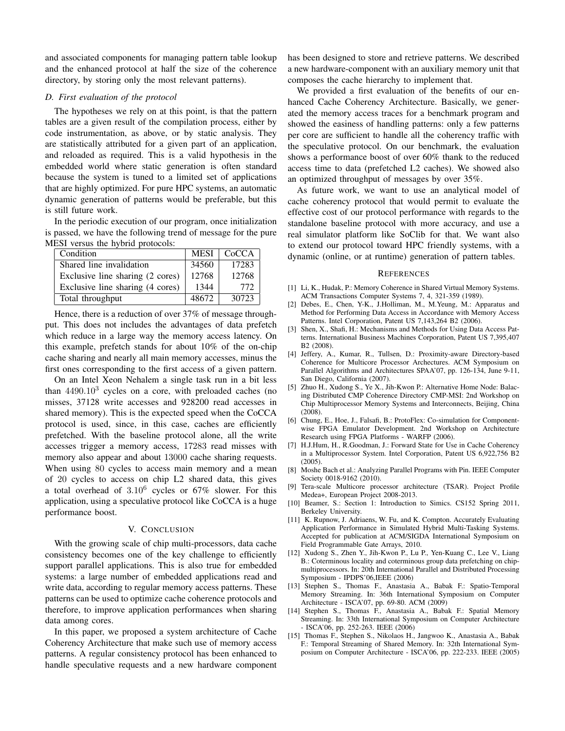and associated components for managing pattern table lookup and the enhanced protocol at half the size of the coherence directory, by storing only the most relevant patterns).

### *D. First evaluation of the protocol*

The hypotheses we rely on at this point, is that the pattern tables are a given result of the compilation process, either by code instrumentation, as above, or by static analysis. They are statistically attributed for a given part of an application, and reloaded as required. This is a valid hypothesis in the embedded world where static generation is often standard because the system is tuned to a limited set of applications that are highly optimized. For pure HPC systems, an automatic dynamic generation of patterns would be preferable, but this is still future work.

In the periodic execution of our program, once initialization is passed, we have the following trend of message for the pure MESI versus the hybrid protocols:

| Condition | MESI | CoCCA |
|---|---|---|
| Shared line invalidation | 34560 | 17283 |
| Exclusive line sharing (2 cores) | 12768 | 12768 |
| Exclusive line sharing (4 cores) | 1344 | 772 |
| Total throughput | 48672 | 30723 |

Hence, there is a reduction of over 37% of message throughput. This does not includes the advantages of data prefetch which reduce in a large way the memory access latency. On this example, prefetch stands for about 10% of the on-chip cache sharing and nearly all main memory accesses, minus the first ones corresponding to the first access of a given pattern.

On an Intel Xeon Nehalem a single task run in a bit less than $4490.10^3$ cycles on a core, with preloaded caches (no misses, 37128 write accesses and 928200 read accesses in shared memory). This is the expected speed when the CoCCA protocol is used, since, in this case, caches are efficiently prefetched. With the baseline protocol alone, all the write accesses trigger a memory access, 17283 read misses with memory also appear and about 13000 cache sharing requests. When using 80 cycles to access main memory and a mean of 20 cycles to access on chip L2 shared data, this gives a total overhead of $3.10^6$ cycles or 67% slower. For this application, using a speculative protocol like CoCCA is a huge performance boost.

## V. Conclusion

With the growing scale of chip multi-processors, data cache consistency becomes one of the key challenge to efficiently support parallel applications. This is also true for embedded systems: a large number of embedded applications read and write data, according to regular memory access patterns. These patterns can be used to optimize cache coherence protocols and therefore, to improve application performances when sharing data among cores.

In this paper, we proposed a system architecture of Cache Coherency Architecture that make such use of memory access patterns. A regular consistency protocol has been enhanced to handle speculative requests and a new hardware component has been designed to store and retrieve patterns. We described a new hardware-component with an auxiliary memory unit that composes the cache hierarchy to implement that.

We provided a first evaluation of the benefits of our enhanced Cache Coherency Architecture. Basically, we generated the memory access traces for a benchmark program and showed the easiness of handling patterns: only a few patterns per core are sufficient to handle all the coherency traffic with the speculative protocol. On our benchmark, the evaluation shows a performance boost of over 60% thank to the reduced access time to data (prefetched L2 caches). We showed also an optimized throughput of messages by over 35%.

As future work, we want to use an analytical model of cache coherency protocol that would permit to evaluate the effective cost of our protocol performance with regards to the standalone baseline protocol with more accuracy, and use a real simulator platform like SoClib for that. We want also to extend our protocol toward HPC friendly systems, with a dynamic (online, or at runtime) generation of pattern tables.

## References

[1] Li, K., Hudak, P.: Memory Coherence in Shared Virtual Memory Systems. ACM Transactions Computer Systems 7, 4, 321-359 (1989).

[2] Debes, E., Chen, Y-K., J.Holliman, M., M.Yeung, M.: Apparatus and Method for Performing Data Access in Accordance with Memory Access Patterns. Intel Corporation, Patent US 7,143,264 B2 (2006).

[3] Shen, X., Shafi, H.: Mechanisms and Methods for Using Data Access Patterns. International Business Machines Corporation, Patent US 7,395,407 B2 (2008).

[4] Jeffery, A., Kumar, R., Tullsen, D.: Proximity-aware Directory-based Coherence for Multicore Processor Archectures. ACM Symposium on Parallel Algorithms and Architectures SPAA'07, pp. 126-134, June 9-11, San Diego, California (2007).

[5] Zhuo H., Xudong S., Ye X., Jih-Kwon P.: Alternative Home Node: Balacing Distributed CMP Coherence Directory CMP-MSI: 2nd Workshop on Chip Multiprocessor Memory Systems and Interconnects, Beijing, China (2008).

[6] Chung, E., Hoe, J., Falsafi, B.: ProtoFlex: Co-simulation for Component-wise FPGA Emulator Development. 2nd Workshop on Architecture Research using FPGA Platforms - WARFP (2006).

[7] H.J.Hum, H., R.Goodman, J.: Forward State for Use in Cache Coherency in a Multiprocessor System. Intel Corporation, Patent US 6,922,756 B2 (2005).

[8] Moshe Bach et al.: Analyzing Parallel Programs with Pin. IEEE Computer Society 0018-9162 (2010).

[9] Tera-scale Multicore processor architecture (TSAR). Project Profile Medea+, European Project 2008-2013.

[10] Beamer, S.: Section 1: Introduction to Simics. CS152 Spring 2011, Berkeley University.

[11] K. Rupnow, J. Adriaens, W. Fu, and K. Compton. Accurately Evaluating Application Performance in Simulated Hybrid Multi-Tasking Systems. Accepted for publication at ACM/SIGDA International Symposium on Field Programmable Gate Arrays, 2010.

[12] Xudong S., Zhen Y., Jih-Kwon P., Lu P., Yen-Kuang C., Lee V., Liang B.: Coterminous locality and coterminous group data prefetching on chip-multiprocessors. In: 20th International Parallel and Distributed Processing Symposium - IPDPS'06,IEEE (2006)

[13] Stephen S., Thomas F., Anastasia A., Babak F.: Spatio-Temporal Memory Streaming. In: 36th International Symposium on Computer Architecture - ISCA'07, pp. 69-80. ACM (2009)

[14] Stephen S., Thomas F., Anastasia A., Babak F.: Spatial Memory Streaming. In: 33th International Symposium on Computer Architecture - ISCA'06, pp. 252-263. IEEE (2006)

[15] Thomas F., Stephen S., Nikolaos H., Jangwoo K., Anastasia A., Babak F.: Temporal Streaming of Shared Memory. In: 32th International Symposium on Computer Architecture - ISCA'06, pp. 222-233. IEEE (2005)